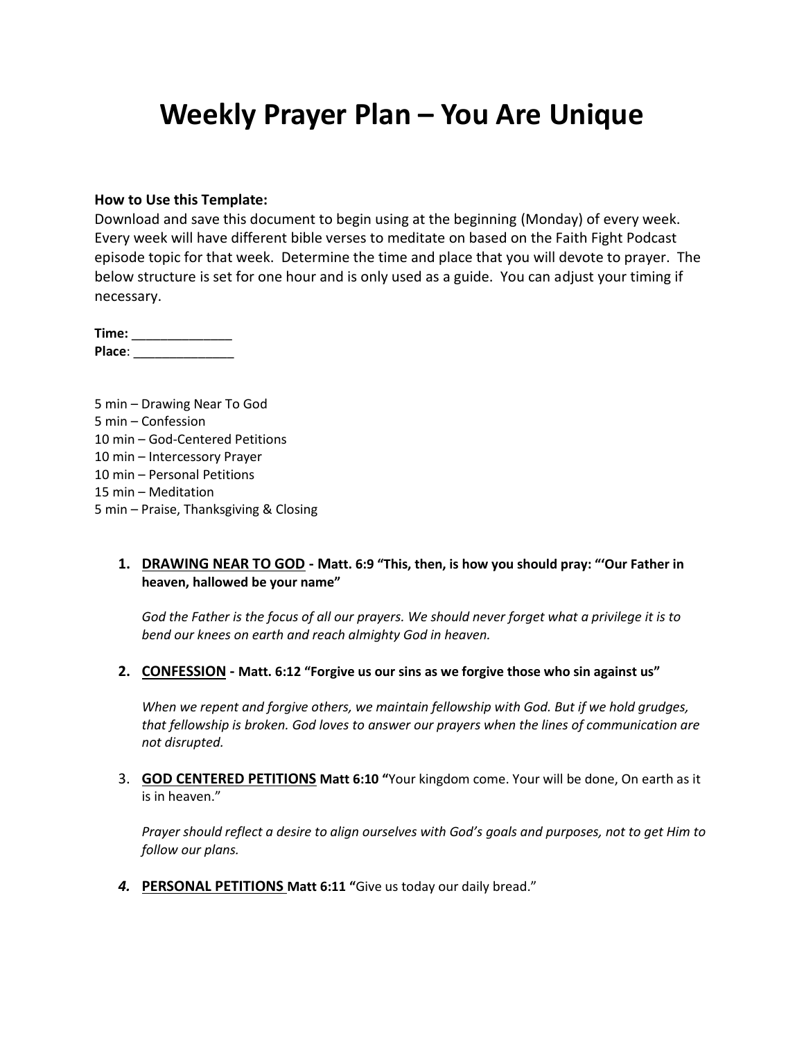# Weekly Prayer Plan – You Are Unique

**How to Use this Template:**
Download and save this document to begin using at the beginning (Monday) of every week. Every week will have different bible verses to meditate on based on the Faith Fight Podcast episode topic for that week. Determine the time and place that you will devote to prayer. The below structure is set for one hour and is only used as a guide. You can adjust your timing if necessary.

**Time:** ______________
**Place**: ______________

5 min – Drawing Near To God
5 min – Confession
10 min – God-Centered Petitions
10 min – Intercessory Prayer
10 min – Personal Petitions
15 min – Meditation
5 min – Praise, Thanksgiving & Closing

1. **DRAWING NEAR TO GOD - Matt. 6:9 "This, then, is how you should pray: "'Our Father in heaven, hallowed be your name"**

   *God the Father is the focus of all our prayers. We should never forget what a privilege it is to bend our knees on earth and reach almighty God in heaven.*

2. **CONFESSION - Matt. 6:12 "Forgive us our sins as we forgive those who sin against us"**

   *When we repent and forgive others, we maintain fellowship with God. But if we hold grudges, that fellowship is broken. God loves to answer our prayers when the lines of communication are not disrupted.*

3. **GOD CENTERED PETITIONS Matt 6:10 "**Your kingdom come. Your will be done, On earth as it is in heaven."

   *Prayer should reflect a desire to align ourselves with God's goals and purposes, not to get Him to follow our plans.*

4. **PERSONAL PETITIONS Matt 6:11 "**Give us today our daily bread."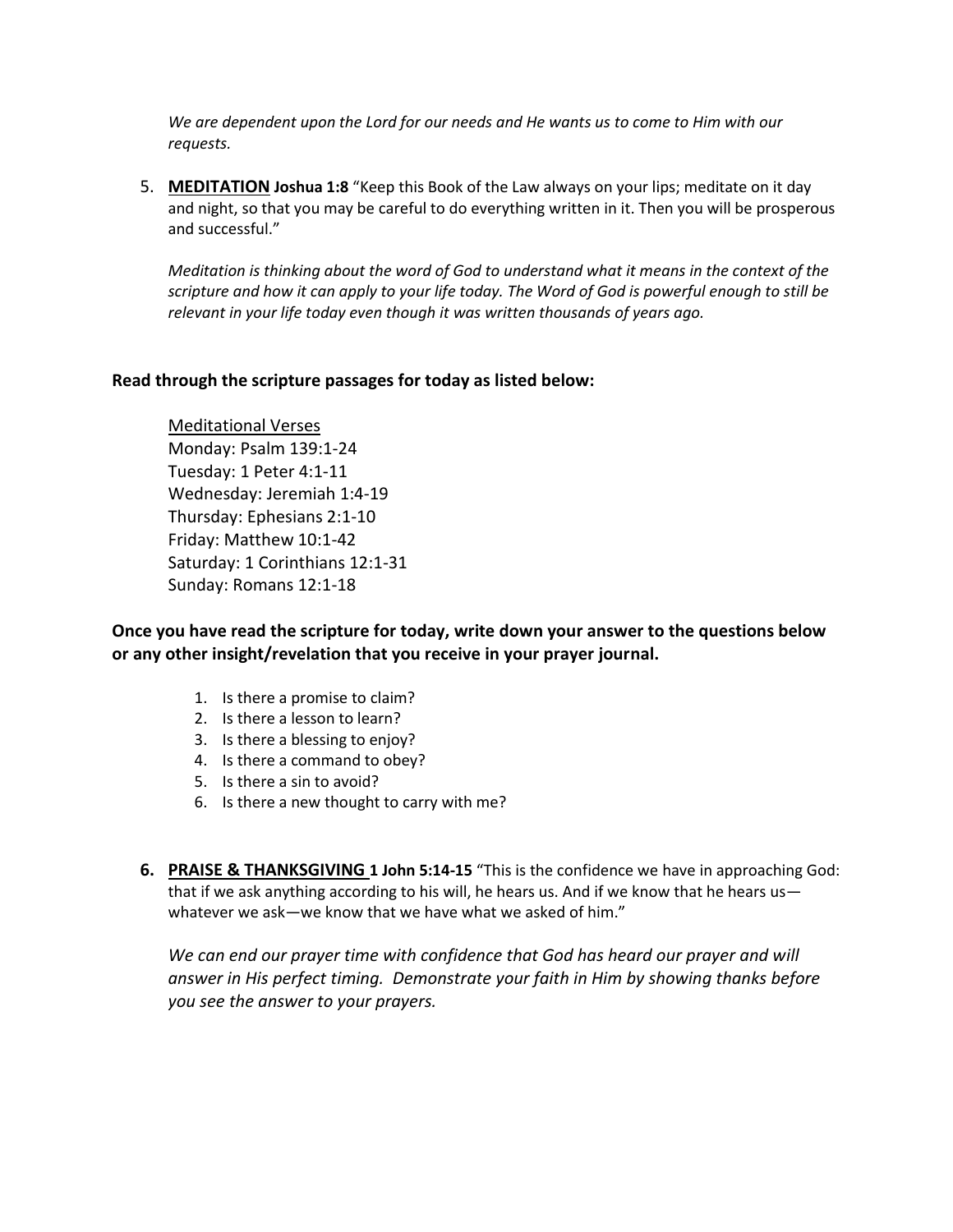*We are dependent upon the Lord for our needs and He wants us to come to Him with our requests.*

5. **MEDITATION** **Joshua 1:8** "Keep this Book of the Law always on your lips; meditate on it day and night, so that you may be careful to do everything written in it. Then you will be prosperous and successful."

   *Meditation is thinking about the word of God to understand what it means in the context of the scripture and how it can apply to your life today. The Word of God is powerful enough to still be relevant in your life today even though it was written thousands of years ago.*

**Read through the scripture passages for today as listed below:**

Meditational Verses
Monday: Psalm 139:1-24
Tuesday: 1 Peter 4:1-11
Wednesday: Jeremiah 1:4-19
Thursday: Ephesians 2:1-10
Friday: Matthew 10:1-42
Saturday: 1 Corinthians 12:1-31
Sunday: Romans 12:1-18

**Once you have read the scripture for today, write down your answer to the questions below or any other insight/revelation that you receive in your prayer journal.**

1. Is there a promise to claim?
2. Is there a lesson to learn?
3. Is there a blessing to enjoy?
4. Is there a command to obey?
5. Is there a sin to avoid?
6. Is there a new thought to carry with me?

6. **PRAISE & THANKSGIVING** **1 John 5:14-15** "This is the confidence we have in approaching God: that if we ask anything according to his will, he hears us. And if we know that he hears us—whatever we ask—we know that we have what we asked of him."

   *We can end our prayer time with confidence that God has heard our prayer and will answer in His perfect timing. Demonstrate your faith in Him by showing thanks before you see the answer to your prayers.*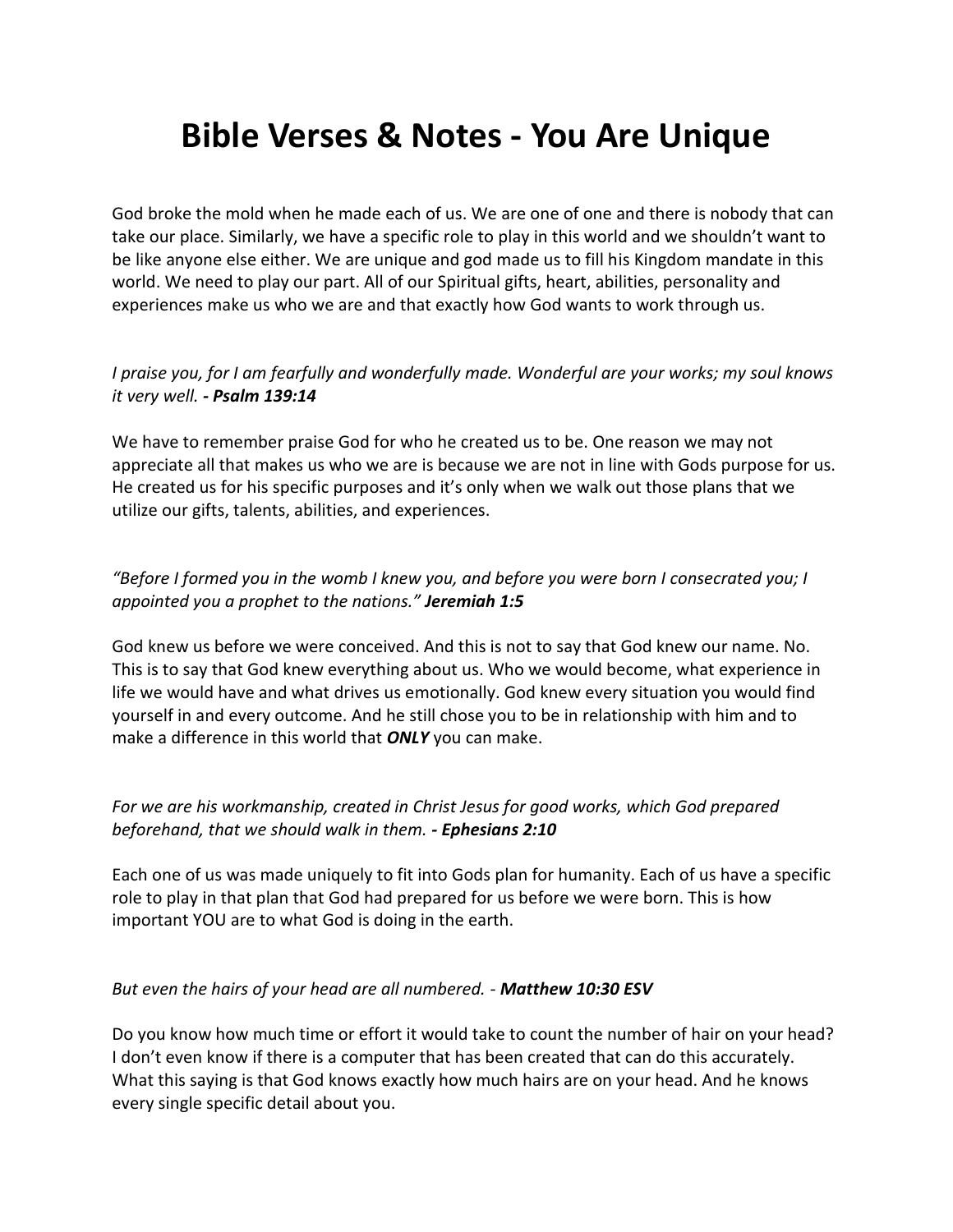# Bible Verses & Notes - You Are Unique

God broke the mold when he made each of us. We are one of one and there is nobody that can take our place. Similarly, we have a specific role to play in this world and we shouldn't want to be like anyone else either. We are unique and god made us to fill his Kingdom mandate in this world. We need to play our part. All of our Spiritual gifts, heart, abilities, personality and experiences make us who we are and that exactly how God wants to work through us.

*I praise you, for I am fearfully and wonderfully made. Wonderful are your works; my soul knows it very well.* ***- Psalm 139:14***

We have to remember praise God for who he created us to be. One reason we may not appreciate all that makes us who we are is because we are not in line with Gods purpose for us. He created us for his specific purposes and it's only when we walk out those plans that we utilize our gifts, talents, abilities, and experiences.

*"Before I formed you in the womb I knew you, and before you were born I consecrated you; I appointed you a prophet to the nations."* ***Jeremiah 1:5***

God knew us before we were conceived. And this is not to say that God knew our name. No. This is to say that God knew everything about us. Who we would become, what experience in life we would have and what drives us emotionally. God knew every situation you would find yourself in and every outcome. And he still chose you to be in relationship with him and to make a difference in this world that ***ONLY*** you can make.

*For we are his workmanship, created in Christ Jesus for good works, which God prepared beforehand, that we should walk in them.* ***- Ephesians 2:10***

Each one of us was made uniquely to fit into Gods plan for humanity. Each of us have a specific role to play in that plan that God had prepared for us before we were born. This is how important YOU are to what God is doing in the earth.

*But even the hairs of your head are all numbered.* - ***Matthew 10:30 ESV***

Do you know how much time or effort it would take to count the number of hair on your head? I don't even know if there is a computer that has been created that can do this accurately. What this saying is that God knows exactly how much hairs are on your head. And he knows every single specific detail about you.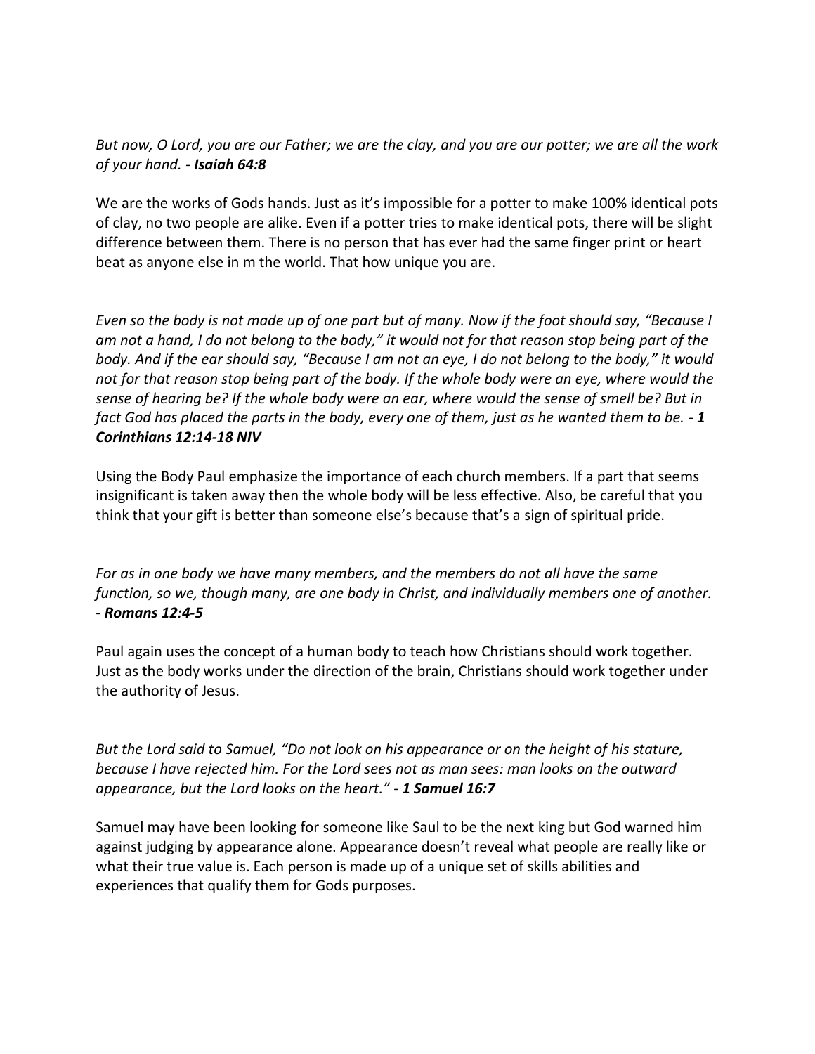*But now, O Lord, you are our Father; we are the clay, and you are our potter; we are all the work of your hand. - **Isaiah 64:8***

We are the works of Gods hands. Just as it's impossible for a potter to make 100% identical pots of clay, no two people are alike. Even if a potter tries to make identical pots, there will be slight difference between them. There is no person that has ever had the same finger print or heart beat as anyone else in m the world. That how unique you are.

*Even so the body is not made up of one part but of many. Now if the foot should say, "Because I am not a hand, I do not belong to the body," it would not for that reason stop being part of the body. And if the ear should say, "Because I am not an eye, I do not belong to the body," it would not for that reason stop being part of the body. If the whole body were an eye, where would the sense of hearing be? If the whole body were an ear, where would the sense of smell be? But in fact God has placed the parts in the body, every one of them, just as he wanted them to be. - **1 Corinthians 12:14-18 NIV***

Using the Body Paul emphasize the importance of each church members. If a part that seems insignificant is taken away then the whole body will be less effective. Also, be careful that you think that your gift is better than someone else's because that's a sign of spiritual pride.

*For as in one body we have many members, and the members do not all have the same function, so we, though many, are one body in Christ, and individually members one of another. - **Romans 12:4-5***

Paul again uses the concept of a human body to teach how Christians should work together. Just as the body works under the direction of the brain, Christians should work together under the authority of Jesus.

*But the Lord said to Samuel, "Do not look on his appearance or on the height of his stature, because I have rejected him. For the Lord sees not as man sees: man looks on the outward appearance, but the Lord looks on the heart." - **1 Samuel 16:7***

Samuel may have been looking for someone like Saul to be the next king but God warned him against judging by appearance alone. Appearance doesn't reveal what people are really like or what their true value is. Each person is made up of a unique set of skills abilities and experiences that qualify them for Gods purposes.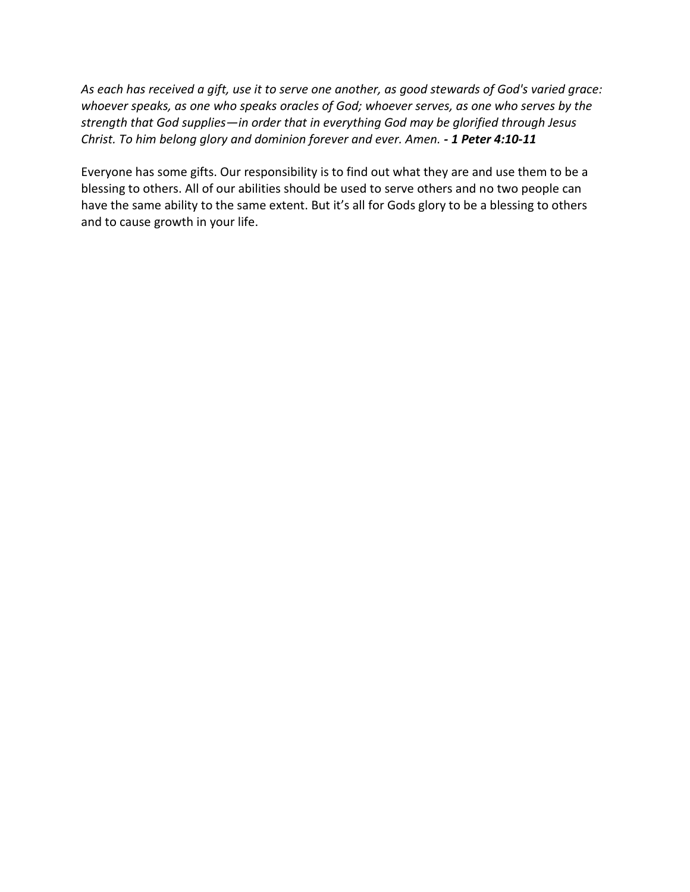*As each has received a gift, use it to serve one another, as good stewards of God's varied grace: whoever speaks, as one who speaks oracles of God; whoever serves, as one who serves by the strength that God supplies—in order that in everything God may be glorified through Jesus Christ. To him belong glory and dominion forever and ever. Amen.* ***- 1 Peter 4:10-11***

Everyone has some gifts. Our responsibility is to find out what they are and use them to be a blessing to others. All of our abilities should be used to serve others and no two people can have the same ability to the same extent. But it's all for Gods glory to be a blessing to others and to cause growth in your life.